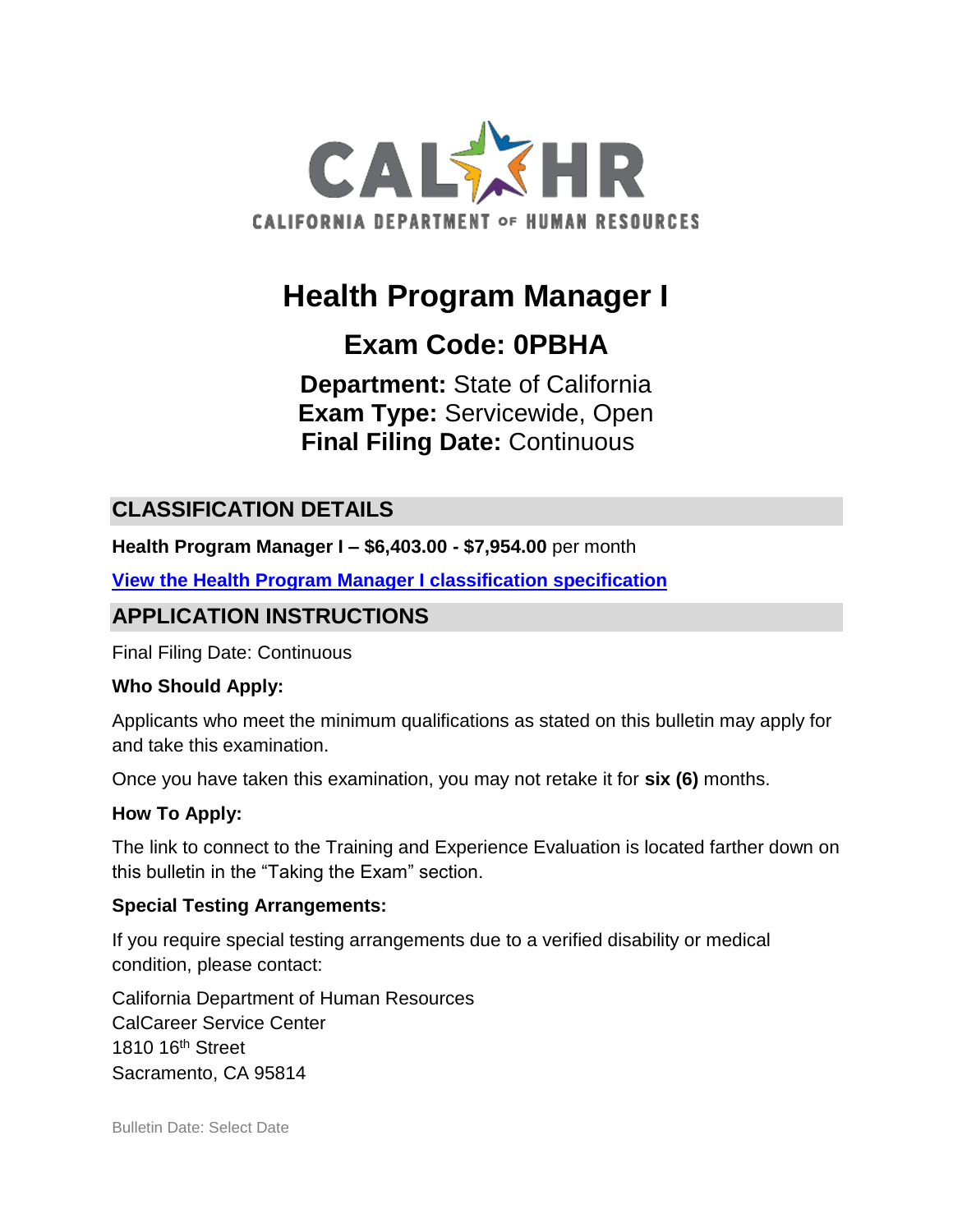CAL HR
CALIFORNIA DEPARTMENT OF HUMAN RESOURCES

# Health Program Manager I

## Exam Code: 0PBHA

**Department:** State of California
**Exam Type:** Servicewide, Open
**Final Filing Date:** Continuous

## CLASSIFICATION DETAILS

**Health Program Manager I – $6,403.00 - $7,954.00** per month

**View the Health Program Manager I classification specification**

## APPLICATION INSTRUCTIONS

Final Filing Date: Continuous

**Who Should Apply:**

Applicants who meet the minimum qualifications as stated on this bulletin may apply for and take this examination.

Once you have taken this examination, you may not retake it for **six (6)** months.

**How To Apply:**

The link to connect to the Training and Experience Evaluation is located farther down on this bulletin in the "Taking the Exam" section.

**Special Testing Arrangements:**

If you require special testing arrangements due to a verified disability or medical condition, please contact:

California Department of Human Resources
CalCareer Service Center
1810 16th Street
Sacramento, CA 95814

Bulletin Date: Select Date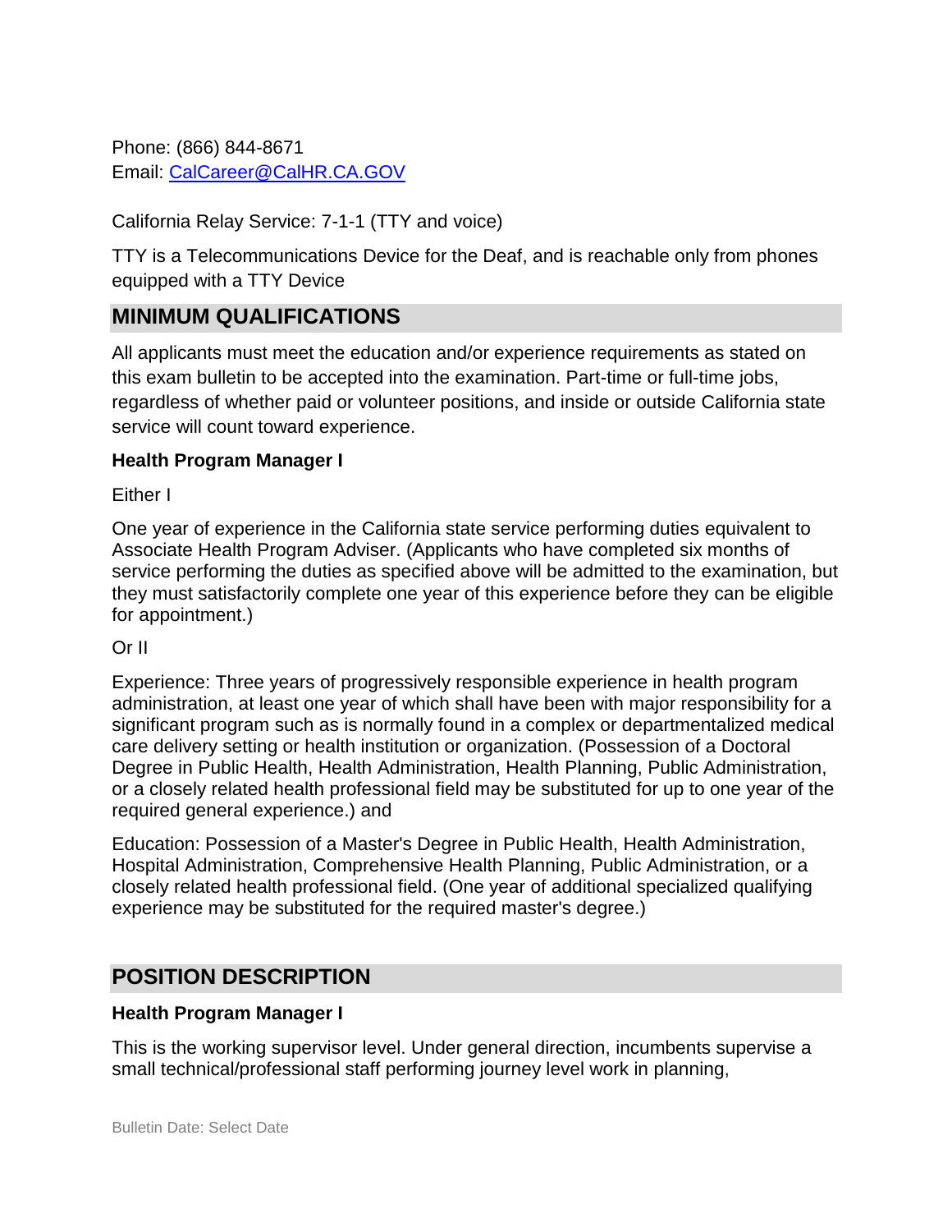Phone: (866) 844-8671
Email: [CalCareer@CalHR.CA.GOV](mailto:CalCareer@CalHR.CA.GOV)

California Relay Service: 7-1-1 (TTY and voice)

TTY is a Telecommunications Device for the Deaf, and is reachable only from phones equipped with a TTY Device

## MINIMUM QUALIFICATIONS

All applicants must meet the education and/or experience requirements as stated on this exam bulletin to be accepted into the examination. Part-time or full-time jobs, regardless of whether paid or volunteer positions, and inside or outside California state service will count toward experience.

**Health Program Manager I**

Either I

One year of experience in the California state service performing duties equivalent to Associate Health Program Adviser. (Applicants who have completed six months of service performing the duties as specified above will be admitted to the examination, but they must satisfactorily complete one year of this experience before they can be eligible for appointment.)

Or II

Experience: Three years of progressively responsible experience in health program administration, at least one year of which shall have been with major responsibility for a significant program such as is normally found in a complex or departmentalized medical care delivery setting or health institution or organization. (Possession of a Doctoral Degree in Public Health, Health Administration, Health Planning, Public Administration, or a closely related health professional field may be substituted for up to one year of the required general experience.) and

Education: Possession of a Master's Degree in Public Health, Health Administration, Hospital Administration, Comprehensive Health Planning, Public Administration, or a closely related health professional field. (One year of additional specialized qualifying experience may be substituted for the required master's degree.)

## POSITION DESCRIPTION

**Health Program Manager I**

This is the working supervisor level. Under general direction, incumbents supervise a small technical/professional staff performing journey level work in planning,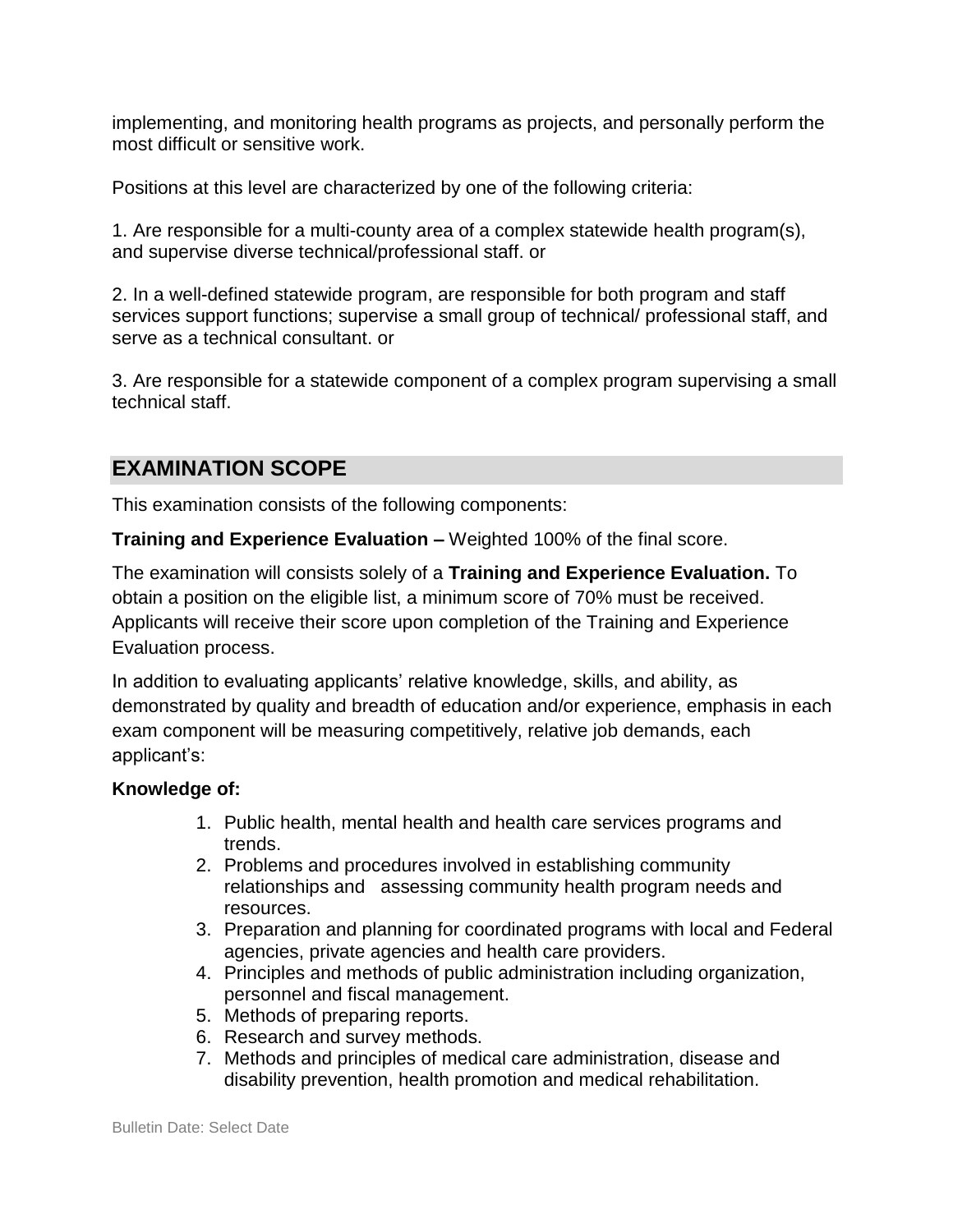implementing, and monitoring health programs as projects, and personally perform the most difficult or sensitive work.

Positions at this level are characterized by one of the following criteria:

1. Are responsible for a multi-county area of a complex statewide health program(s), and supervise diverse technical/professional staff. or

2. In a well-defined statewide program, are responsible for both program and staff services support functions; supervise a small group of technical/ professional staff, and serve as a technical consultant. or

3. Are responsible for a statewide component of a complex program supervising a small technical staff.

## EXAMINATION SCOPE

This examination consists of the following components:

**Training and Experience Evaluation –** Weighted 100% of the final score.

The examination will consists solely of a **Training and Experience Evaluation.** To obtain a position on the eligible list, a minimum score of 70% must be received. Applicants will receive their score upon completion of the Training and Experience Evaluation process.

In addition to evaluating applicants' relative knowledge, skills, and ability, as demonstrated by quality and breadth of education and/or experience, emphasis in each exam component will be measuring competitively, relative job demands, each applicant's:

**Knowledge of:**

1. Public health, mental health and health care services programs and trends.
2. Problems and procedures involved in establishing community relationships and assessing community health program needs and resources.
3. Preparation and planning for coordinated programs with local and Federal agencies, private agencies and health care providers.
4. Principles and methods of public administration including organization, personnel and fiscal management.
5. Methods of preparing reports.
6. Research and survey methods.
7. Methods and principles of medical care administration, disease and disability prevention, health promotion and medical rehabilitation.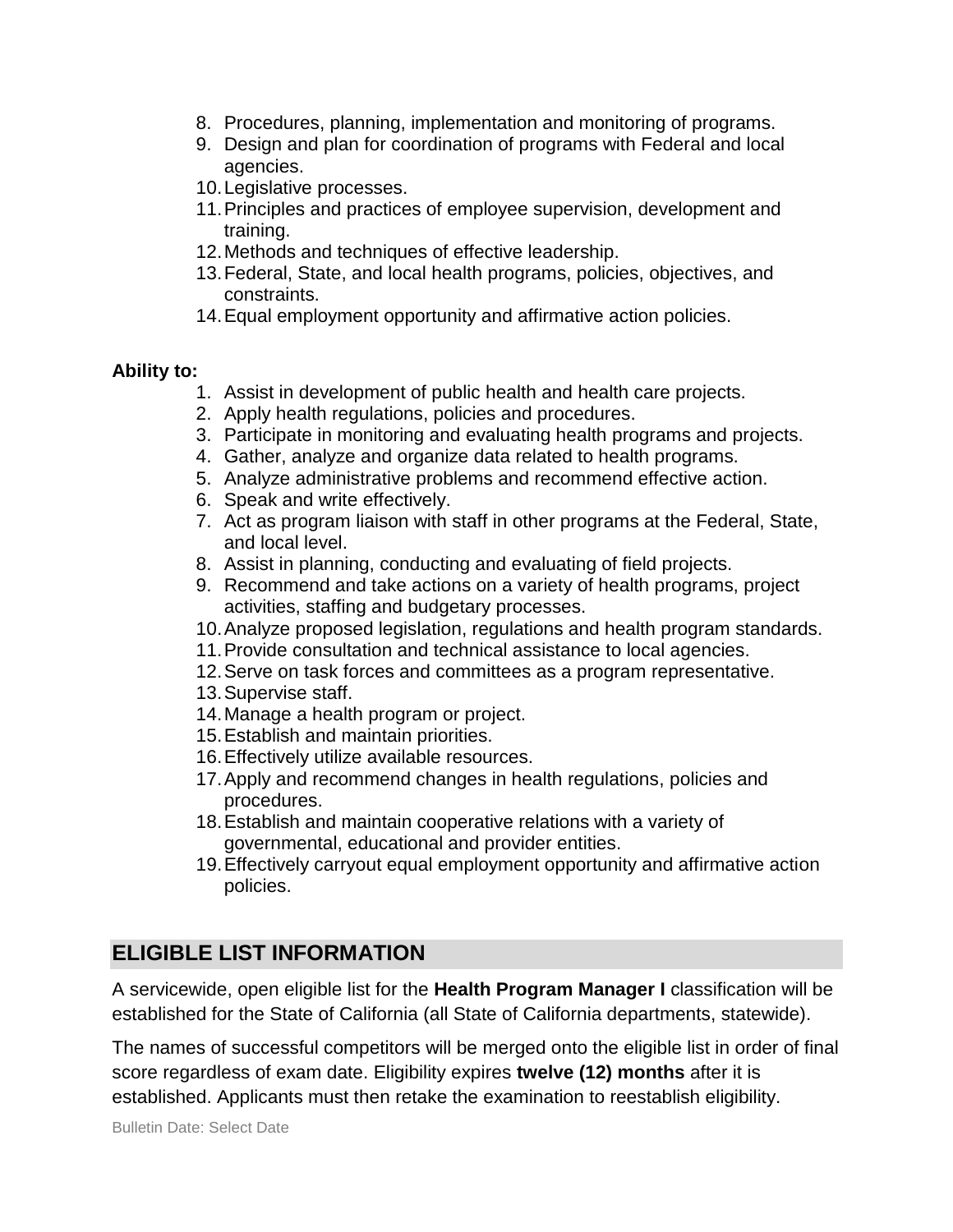8. Procedures, planning, implementation and monitoring of programs.
9. Design and plan for coordination of programs with Federal and local agencies.
10. Legislative processes.
11. Principles and practices of employee supervision, development and training.
12. Methods and techniques of effective leadership.
13. Federal, State, and local health programs, policies, objectives, and constraints.
14. Equal employment opportunity and affirmative action policies.

**Ability to:**

1. Assist in development of public health and health care projects.
2. Apply health regulations, policies and procedures.
3. Participate in monitoring and evaluating health programs and projects.
4. Gather, analyze and organize data related to health programs.
5. Analyze administrative problems and recommend effective action.
6. Speak and write effectively.
7. Act as program liaison with staff in other programs at the Federal, State, and local level.
8. Assist in planning, conducting and evaluating of field projects.
9. Recommend and take actions on a variety of health programs, project activities, staffing and budgetary processes.
10. Analyze proposed legislation, regulations and health program standards.
11. Provide consultation and technical assistance to local agencies.
12. Serve on task forces and committees as a program representative.
13. Supervise staff.
14. Manage a health program or project.
15. Establish and maintain priorities.
16. Effectively utilize available resources.
17. Apply and recommend changes in health regulations, policies and procedures.
18. Establish and maintain cooperative relations with a variety of governmental, educational and provider entities.
19. Effectively carryout equal employment opportunity and affirmative action policies.

## ELIGIBLE LIST INFORMATION

A servicewide, open eligible list for the **Health Program Manager I** classification will be established for the State of California (all State of California departments, statewide).

The names of successful competitors will be merged onto the eligible list in order of final score regardless of exam date. Eligibility expires **twelve (12) months** after it is established. Applicants must then retake the examination to reestablish eligibility.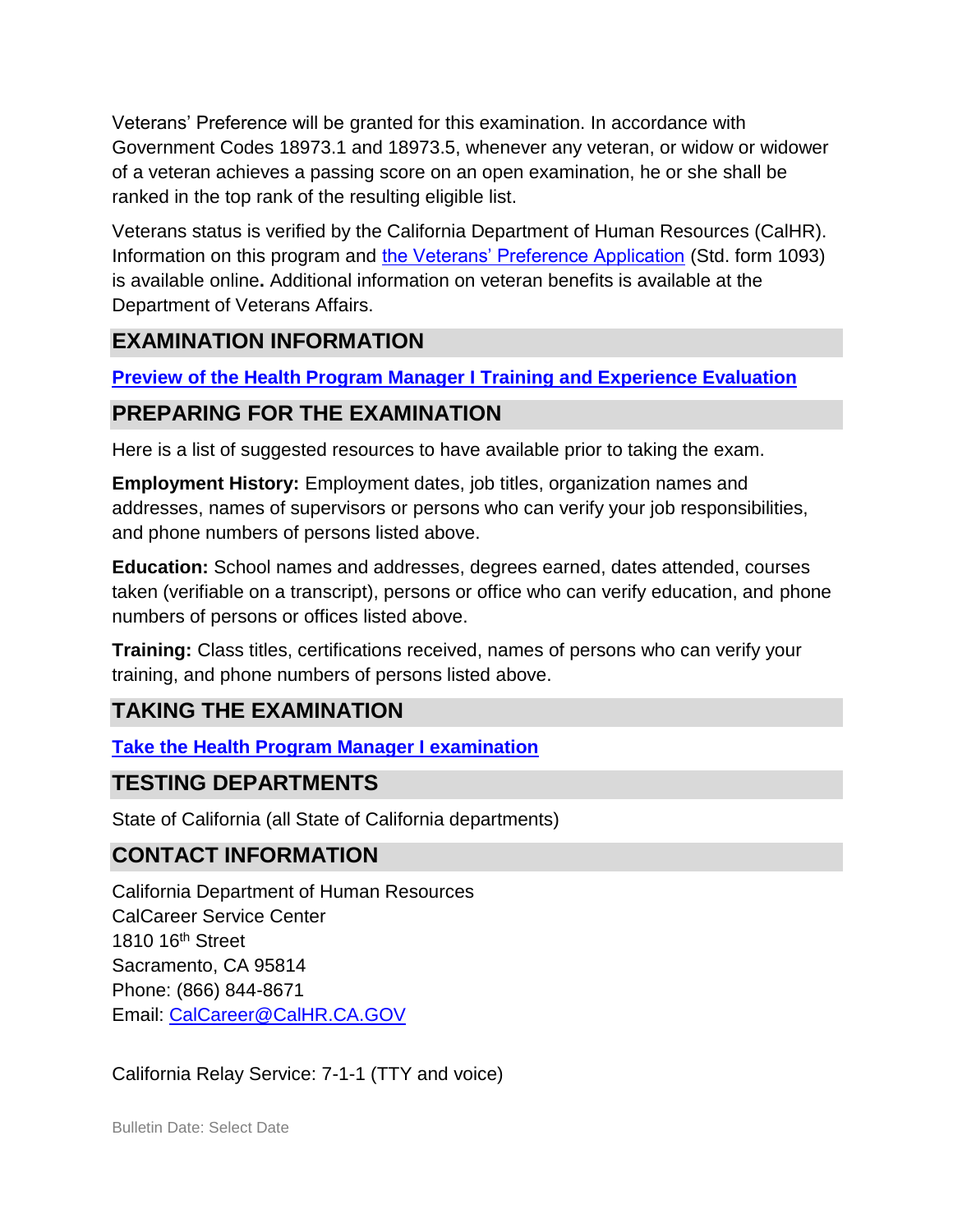Veterans' Preference will be granted for this examination. In accordance with Government Codes 18973.1 and 18973.5, whenever any veteran, or widow or widower of a veteran achieves a passing score on an open examination, he or she shall be ranked in the top rank of the resulting eligible list.

Veterans status is verified by the California Department of Human Resources (CalHR). Information on this program and [the Veterans' Preference Application]() (Std. form 1093) is available online**.** Additional information on veteran benefits is available at the Department of Veterans Affairs.

## EXAMINATION INFORMATION

[**Preview of the Health Program Manager I Training and Experience Evaluation**]()

## PREPARING FOR THE EXAMINATION

Here is a list of suggested resources to have available prior to taking the exam.

**Employment History:** Employment dates, job titles, organization names and addresses, names of supervisors or persons who can verify your job responsibilities, and phone numbers of persons listed above.

**Education:** School names and addresses, degrees earned, dates attended, courses taken (verifiable on a transcript), persons or office who can verify education, and phone numbers of persons or offices listed above.

**Training:** Class titles, certifications received, names of persons who can verify your training, and phone numbers of persons listed above.

## TAKING THE EXAMINATION

[**Take the Health Program Manager I examination**]()

## TESTING DEPARTMENTS

State of California (all State of California departments)

## CONTACT INFORMATION

California Department of Human Resources
CalCareer Service Center
1810 16th Street
Sacramento, CA 95814
Phone: (866) 844-8671
Email: [CalCareer@CalHR.CA.GOV](mailto:CalCareer@CalHR.CA.GOV)

California Relay Service: 7-1-1 (TTY and voice)

Bulletin Date: Select Date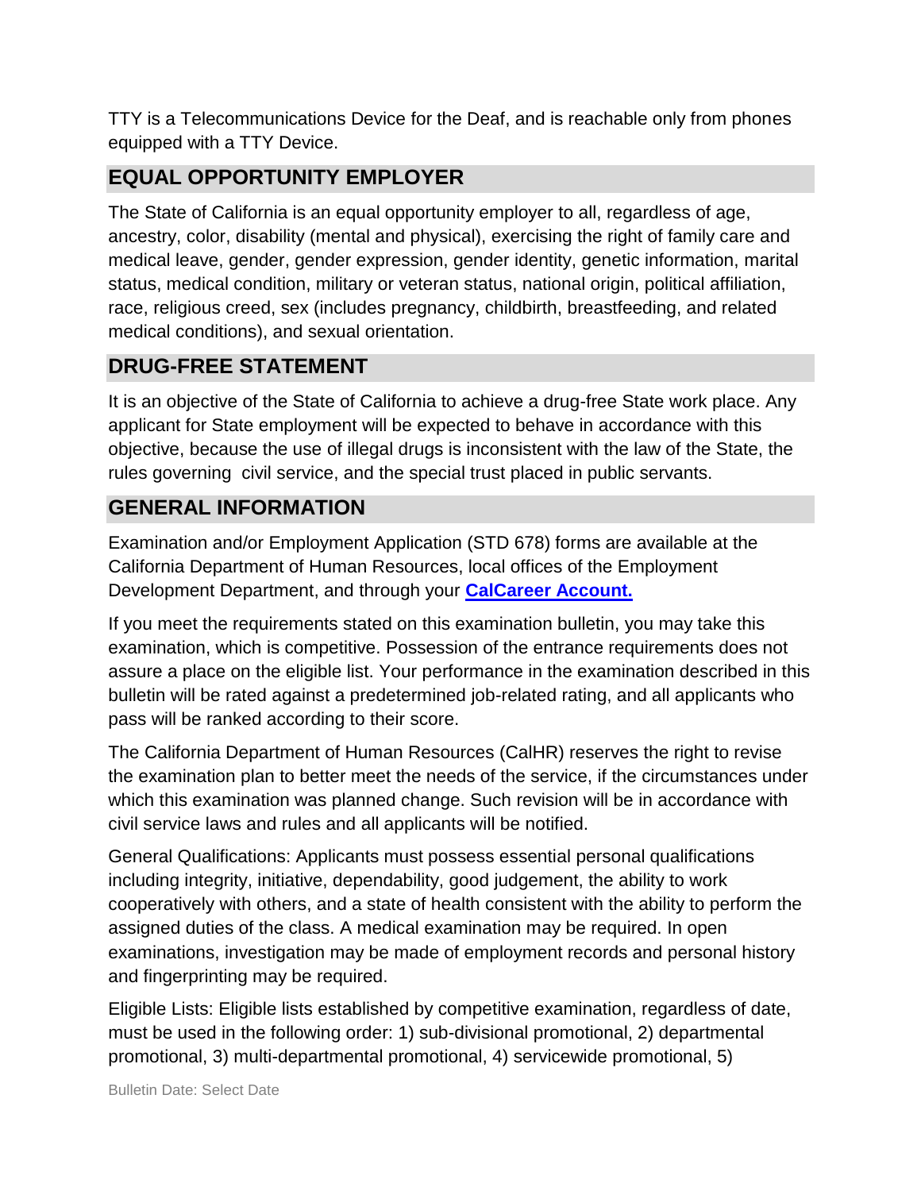TTY is a Telecommunications Device for the Deaf, and is reachable only from phones equipped with a TTY Device.

## EQUAL OPPORTUNITY EMPLOYER

The State of California is an equal opportunity employer to all, regardless of age, ancestry, color, disability (mental and physical), exercising the right of family care and medical leave, gender, gender expression, gender identity, genetic information, marital status, medical condition, military or veteran status, national origin, political affiliation, race, religious creed, sex (includes pregnancy, childbirth, breastfeeding, and related medical conditions), and sexual orientation.

## DRUG-FREE STATEMENT

It is an objective of the State of California to achieve a drug-free State work place. Any applicant for State employment will be expected to behave in accordance with this objective, because the use of illegal drugs is inconsistent with the law of the State, the rules governing civil service, and the special trust placed in public servants.

## GENERAL INFORMATION

Examination and/or Employment Application (STD 678) forms are available at the California Department of Human Resources, local offices of the Employment Development Department, and through your **CalCareer Account.**

If you meet the requirements stated on this examination bulletin, you may take this examination, which is competitive. Possession of the entrance requirements does not assure a place on the eligible list. Your performance in the examination described in this bulletin will be rated against a predetermined job-related rating, and all applicants who pass will be ranked according to their score.

The California Department of Human Resources (CalHR) reserves the right to revise the examination plan to better meet the needs of the service, if the circumstances under which this examination was planned change. Such revision will be in accordance with civil service laws and rules and all applicants will be notified.

General Qualifications: Applicants must possess essential personal qualifications including integrity, initiative, dependability, good judgement, the ability to work cooperatively with others, and a state of health consistent with the ability to perform the assigned duties of the class. A medical examination may be required. In open examinations, investigation may be made of employment records and personal history and fingerprinting may be required.

Eligible Lists: Eligible lists established by competitive examination, regardless of date, must be used in the following order: 1) sub-divisional promotional, 2) departmental promotional, 3) multi-departmental promotional, 4) servicewide promotional, 5)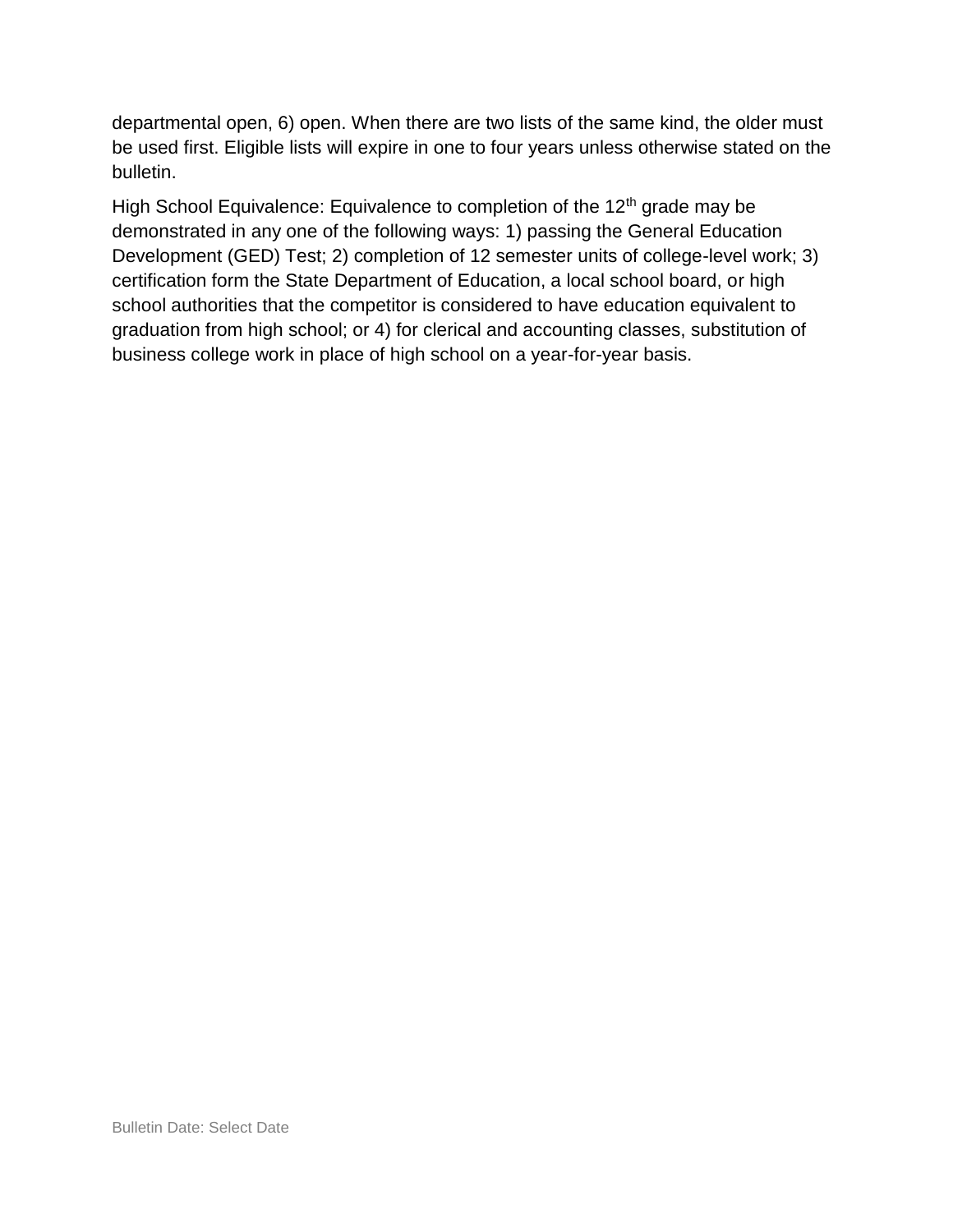departmental open, 6) open. When there are two lists of the same kind, the older must be used first. Eligible lists will expire in one to four years unless otherwise stated on the bulletin.

High School Equivalence: Equivalence to completion of the 12th grade may be demonstrated in any one of the following ways: 1) passing the General Education Development (GED) Test; 2) completion of 12 semester units of college-level work; 3) certification form the State Department of Education, a local school board, or high school authorities that the competitor is considered to have education equivalent to graduation from high school; or 4) for clerical and accounting classes, substitution of business college work in place of high school on a year-for-year basis.

Bulletin Date: Select Date